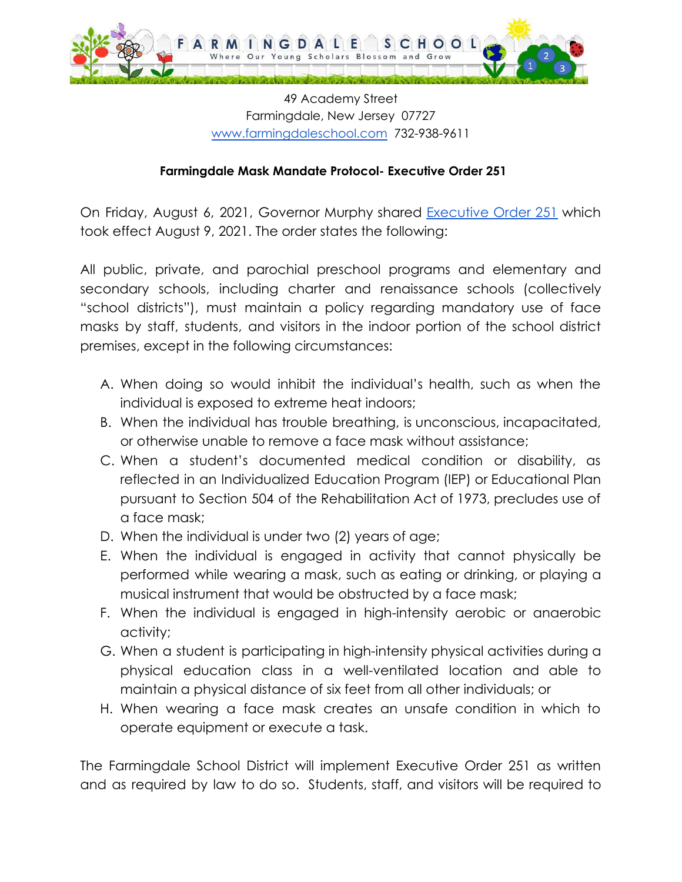# FARMINGDALE SCHOOL

Where Our Young Scholars Blossom and Grow

49 Academy Street
Farmingdale, New Jersey 07727
[www.farmingdaleschool.com](www.farmingdaleschool.com) 732-938-9611

**Farmingdale Mask Mandate Protocol- Executive Order 251**

On Friday, August 6, 2021, Governor Murphy shared [Executive Order 251](#) which took effect August 9, 2021. The order states the following:

All public, private, and parochial preschool programs and elementary and secondary schools, including charter and renaissance schools (collectively "school districts"), must maintain a policy regarding mandatory use of face masks by staff, students, and visitors in the indoor portion of the school district premises, except in the following circumstances:

A. When doing so would inhibit the individual's health, such as when the individual is exposed to extreme heat indoors;
B. When the individual has trouble breathing, is unconscious, incapacitated, or otherwise unable to remove a face mask without assistance;
C. When a student's documented medical condition or disability, as reflected in an Individualized Education Program (IEP) or Educational Plan pursuant to Section 504 of the Rehabilitation Act of 1973, precludes use of a face mask;
D. When the individual is under two (2) years of age;
E. When the individual is engaged in activity that cannot physically be performed while wearing a mask, such as eating or drinking, or playing a musical instrument that would be obstructed by a face mask;
F. When the individual is engaged in high-intensity aerobic or anaerobic activity;
G. When a student is participating in high-intensity physical activities during a physical education class in a well-ventilated location and able to maintain a physical distance of six feet from all other individuals; or
H. When wearing a face mask creates an unsafe condition in which to operate equipment or execute a task.

The Farmingdale School District will implement Executive Order 251 as written and as required by law to do so. Students, staff, and visitors will be required to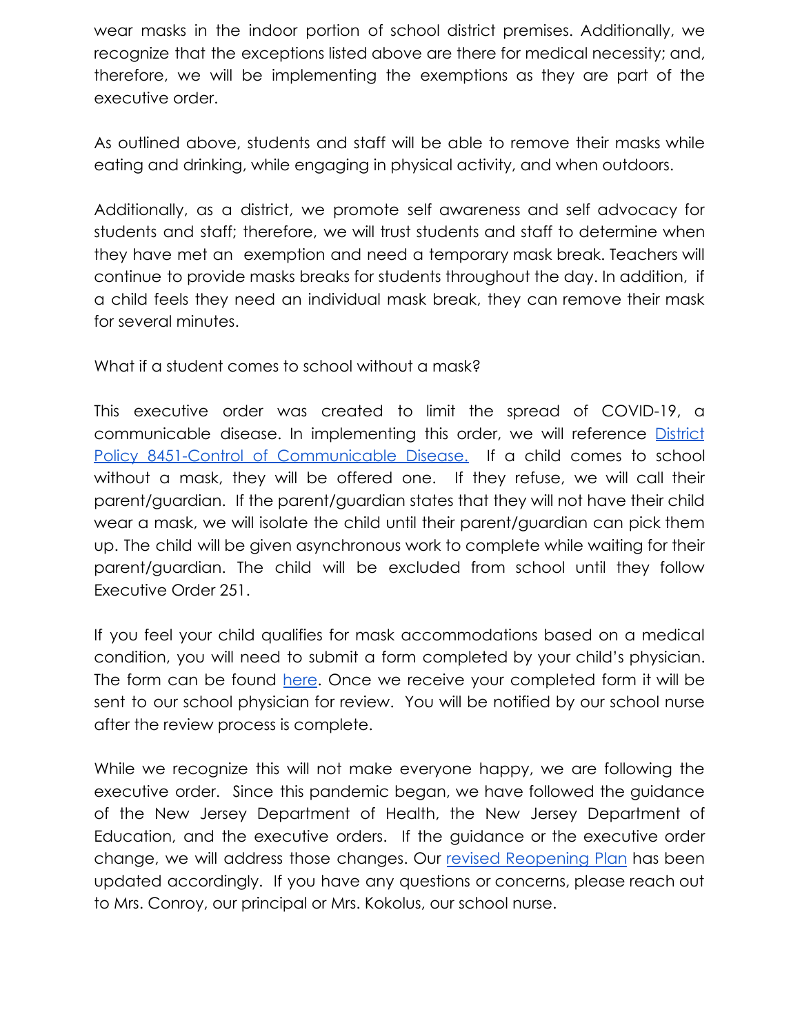wear masks in the indoor portion of school district premises. Additionally, we recognize that the exceptions listed above are there for medical necessity; and, therefore, we will be implementing the exemptions as they are part of the executive order.

As outlined above, students and staff will be able to remove their masks while eating and drinking, while engaging in physical activity, and when outdoors.

Additionally, as a district, we promote self awareness and self advocacy for students and staff; therefore, we will trust students and staff to determine when they have met an exemption and need a temporary mask break. Teachers will continue to provide masks breaks for students throughout the day. In addition, if a child feels they need an individual mask break, they can remove their mask for several minutes.

What if a student comes to school without a mask?

This executive order was created to limit the spread of COVID-19, a communicable disease. In implementing this order, we will reference [District Policy 8451-Control of Communicable Disease.](#) If a child comes to school without a mask, they will be offered one. If they refuse, we will call their parent/guardian. If the parent/guardian states that they will not have their child wear a mask, we will isolate the child until their parent/guardian can pick them up. The child will be given asynchronous work to complete while waiting for their parent/guardian. The child will be excluded from school until they follow Executive Order 251.

If you feel your child qualifies for mask accommodations based on a medical condition, you will need to submit a form completed by your child's physician. The form can be found [here](#). Once we receive your completed form it will be sent to our school physician for review. You will be notified by our school nurse after the review process is complete.

While we recognize this will not make everyone happy, we are following the executive order. Since this pandemic began, we have followed the guidance of the New Jersey Department of Health, the New Jersey Department of Education, and the executive orders. If the guidance or the executive order change, we will address those changes. Our [revised Reopening Plan](#) has been updated accordingly. If you have any questions or concerns, please reach out to Mrs. Conroy, our principal or Mrs. Kokolus, our school nurse.